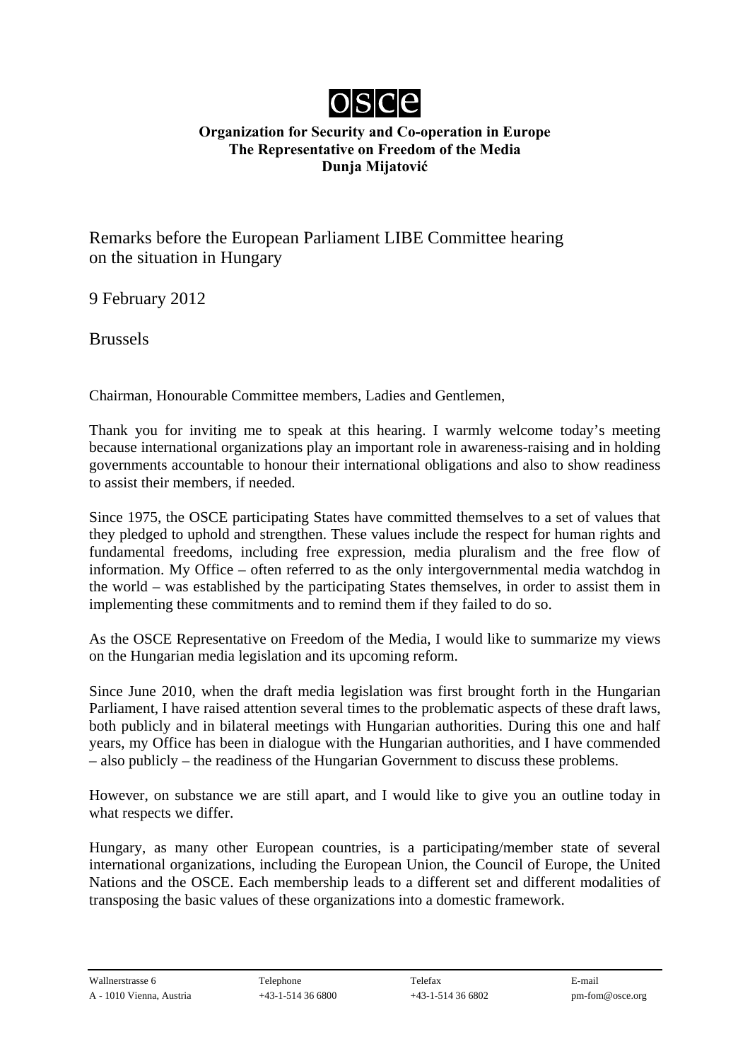**osce**

**Organization for Security and Co-operation in Europe**
**The Representative on Freedom of the Media**
**Dunja Mijatović**

# Remarks before the European Parliament LIBE Committee hearing on the situation in Hungary

9 February 2012

Brussels

Chairman, Honourable Committee members, Ladies and Gentlemen,

Thank you for inviting me to speak at this hearing. I warmly welcome today's meeting because international organizations play an important role in awareness-raising and in holding governments accountable to honour their international obligations and also to show readiness to assist their members, if needed.

Since 1975, the OSCE participating States have committed themselves to a set of values that they pledged to uphold and strengthen. These values include the respect for human rights and fundamental freedoms, including free expression, media pluralism and the free flow of information. My Office – often referred to as the only intergovernmental media watchdog in the world – was established by the participating States themselves, in order to assist them in implementing these commitments and to remind them if they failed to do so.

As the OSCE Representative on Freedom of the Media, I would like to summarize my views on the Hungarian media legislation and its upcoming reform.

Since June 2010, when the draft media legislation was first brought forth in the Hungarian Parliament, I have raised attention several times to the problematic aspects of these draft laws, both publicly and in bilateral meetings with Hungarian authorities. During this one and half years, my Office has been in dialogue with the Hungarian authorities, and I have commended – also publicly – the readiness of the Hungarian Government to discuss these problems.

However, on substance we are still apart, and I would like to give you an outline today in what respects we differ.

Hungary, as many other European countries, is a participating/member state of several international organizations, including the European Union, the Council of Europe, the United Nations and the OSCE. Each membership leads to a different set and different modalities of transposing the basic values of these organizations into a domestic framework.

Wallnerstrasse 6
A - 1010 Vienna, Austria

Telephone
+43-1-514 36 6800

Telefax
+43-1-514 36 6802

E-mail
pm-fom@osce.org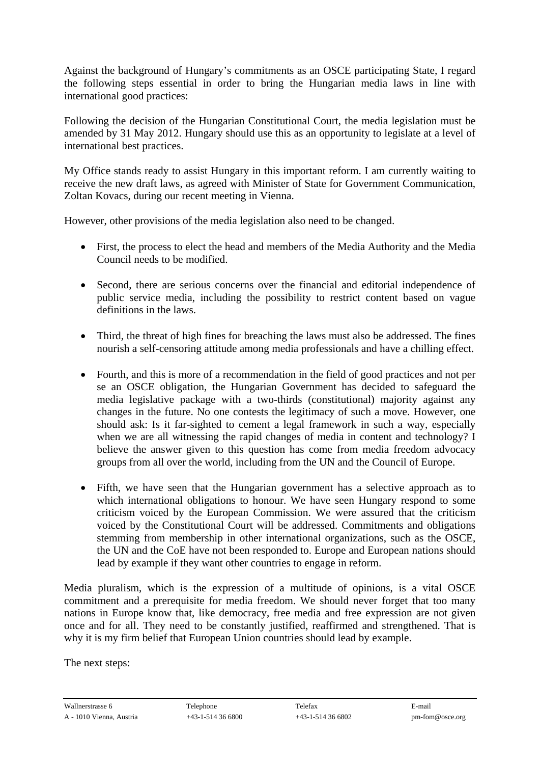Against the background of Hungary's commitments as an OSCE participating State, I regard the following steps essential in order to bring the Hungarian media laws in line with international good practices:

Following the decision of the Hungarian Constitutional Court, the media legislation must be amended by 31 May 2012. Hungary should use this as an opportunity to legislate at a level of international best practices.

My Office stands ready to assist Hungary in this important reform. I am currently waiting to receive the new draft laws, as agreed with Minister of State for Government Communication, Zoltan Kovacs, during our recent meeting in Vienna.

However, other provisions of the media legislation also need to be changed.

- First, the process to elect the head and members of the Media Authority and the Media Council needs to be modified.

- Second, there are serious concerns over the financial and editorial independence of public service media, including the possibility to restrict content based on vague definitions in the laws.

- Third, the threat of high fines for breaching the laws must also be addressed. The fines nourish a self-censoring attitude among media professionals and have a chilling effect.

- Fourth, and this is more of a recommendation in the field of good practices and not per se an OSCE obligation, the Hungarian Government has decided to safeguard the media legislative package with a two-thirds (constitutional) majority against any changes in the future. No one contests the legitimacy of such a move. However, one should ask: Is it far-sighted to cement a legal framework in such a way, especially when we are all witnessing the rapid changes of media in content and technology? I believe the answer given to this question has come from media freedom advocacy groups from all over the world, including from the UN and the Council of Europe.

- Fifth, we have seen that the Hungarian government has a selective approach as to which international obligations to honour. We have seen Hungary respond to some criticism voiced by the European Commission. We were assured that the criticism voiced by the Constitutional Court will be addressed. Commitments and obligations stemming from membership in other international organizations, such as the OSCE, the UN and the CoE have not been responded to. Europe and European nations should lead by example if they want other countries to engage in reform.

Media pluralism, which is the expression of a multitude of opinions, is a vital OSCE commitment and a prerequisite for media freedom. We should never forget that too many nations in Europe know that, like democracy, free media and free expression are not given once and for all. They need to be constantly justified, reaffirmed and strengthened. That is why it is my firm belief that European Union countries should lead by example.

The next steps: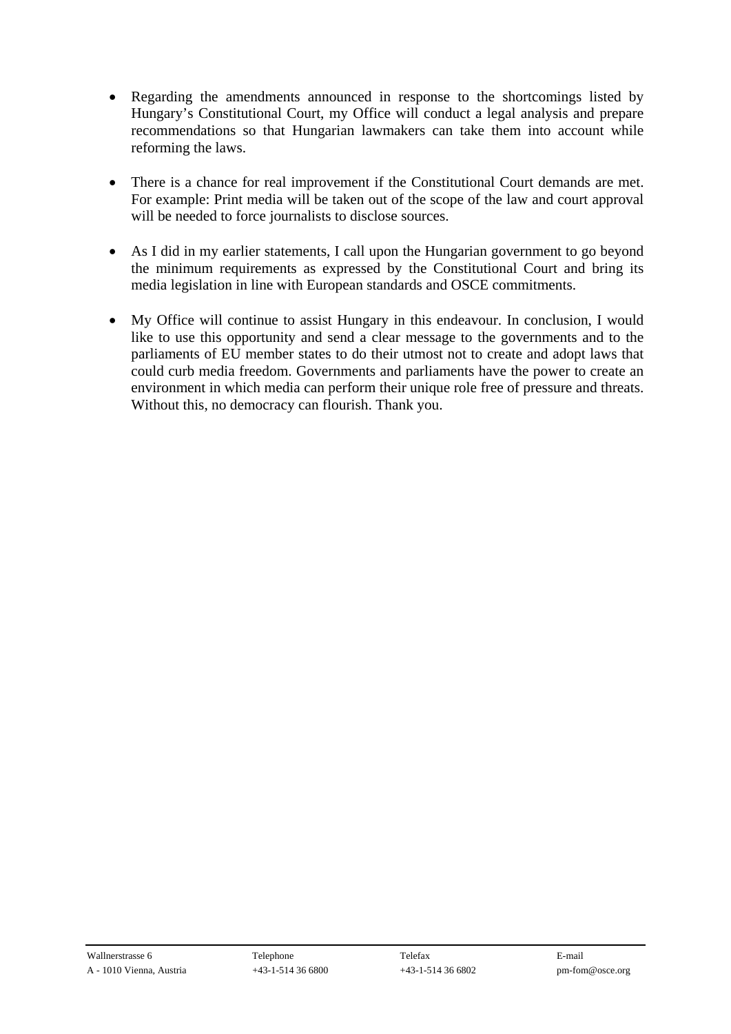- Regarding the amendments announced in response to the shortcomings listed by Hungary's Constitutional Court, my Office will conduct a legal analysis and prepare recommendations so that Hungarian lawmakers can take them into account while reforming the laws.

- There is a chance for real improvement if the Constitutional Court demands are met. For example: Print media will be taken out of the scope of the law and court approval will be needed to force journalists to disclose sources.

- As I did in my earlier statements, I call upon the Hungarian government to go beyond the minimum requirements as expressed by the Constitutional Court and bring its media legislation in line with European standards and OSCE commitments.

- My Office will continue to assist Hungary in this endeavour. In conclusion, I would like to use this opportunity and send a clear message to the governments and to the parliaments of EU member states to do their utmost not to create and adopt laws that could curb media freedom. Governments and parliaments have the power to create an environment in which media can perform their unique role free of pressure and threats. Without this, no democracy can flourish. Thank you.